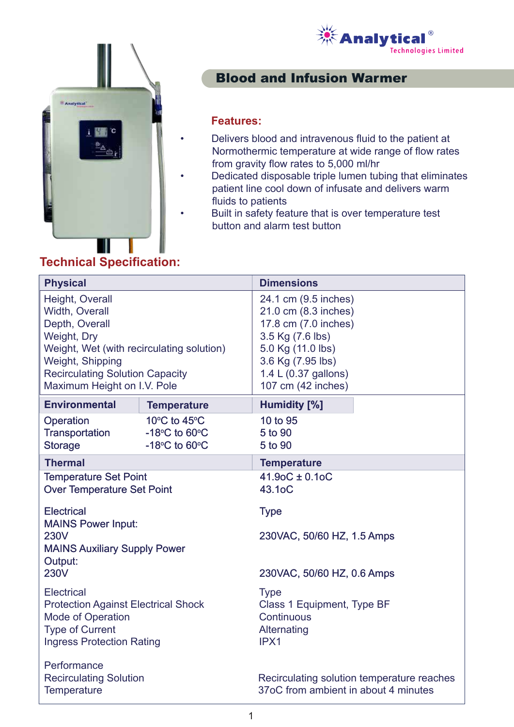Analytical® Technologies Limited

# Blood and Infusion Warmer

## Features:

- Delivers blood and intravenous fluid to the patient at Normothermic temperature at wide range of flow rates from gravity flow rates to 5,000 ml/hr
- Dedicated disposable triple lumen tubing that eliminates patient line cool down of infusate and delivers warm fluids to patients
- Built in safety feature that is over temperature test button and alarm test button

## Technical Specification:

| **Physical** | | **Dimensions** |
|---|---|---|
| Height, Overall | | 24.1 cm (9.5 inches) |
| Width, Overall | | 21.0 cm (8.3 inches) |
| Depth, Overall | | 17.8 cm (7.0 inches) |
| Weight, Dry | | 3.5 Kg (7.6 lbs) |
| Weight, Wet (with recirculating solution) | | 5.0 Kg (11.0 lbs) |
| Weight, Shipping | | 3.6 Kg (7.95 lbs) |
| Recirculating Solution Capacity | | 1.4 L (0.37 gallons) |
| Maximum Height on I.V. Pole | | 107 cm (42 inches) |
| **Environmental** | **Temperature** | **Humidity [%]** |
| Operation | 10°C to 45°C | 10 to 95 |
| Transportation | -18°C to 60°C | 5 to 90 |
| Storage | -18°C to 60°C | 5 to 90 |
| **Thermal** | | **Temperature** |
| Temperature Set Point | | 41.9oC ± 0.1oC |
| Over Temperature Set Point | | 43.1oC |
| Electrical | | Type |
| MAINS Power Input: 230V | | 230VAC, 50/60 HZ, 1.5 Amps |
| MAINS Auxiliary Supply Power Output: 230V | | 230VAC, 50/60 HZ, 0.6 Amps |
| Electrical | | Type |
| Protection Against Electrical Shock | | Class 1 Equipment, Type BF |
| Mode of Operation | | Continuous |
| Type of Current | | Alternating |
| Ingress Protection Rating | | IPX1 |
| Performance | | |
| Recirculating Solution Temperature | | Recirculating solution temperature reaches 37oC from ambient in about 4 minutes |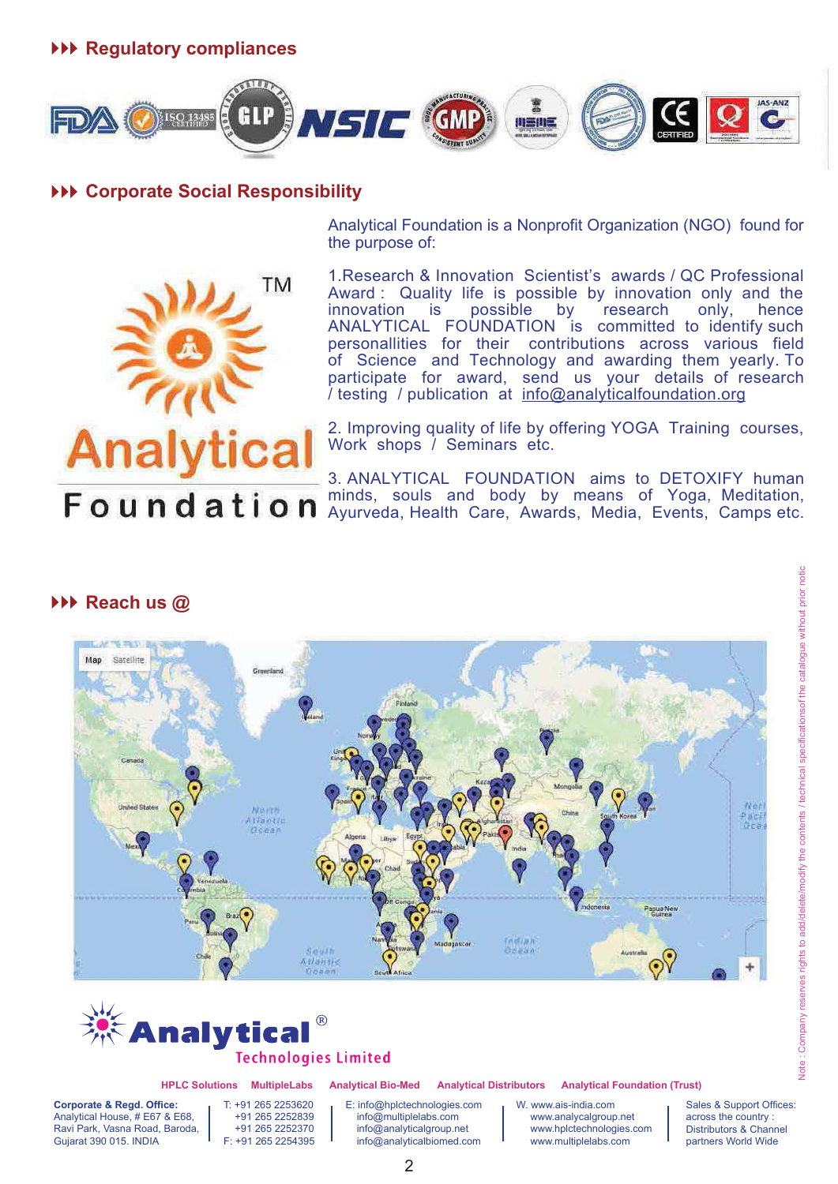## ▸▸▸ Regulatory compliances

## ▸▸▸ Corporate Social Responsibility

Analytical Foundation is a Nonprofit Organization (NGO) found for the purpose of:

1.Research & Innovation Scientist's awards / QC Professional Award : Quality life is possible by innovation only and the innovation is possible by research only, hence ANALYTICAL FOUNDATION is committed to identify such personallities for their contributions across various field of Science and Technology and awarding them yearly. To participate for award, send us your details of research / testing / publication at info@analyticalfoundation.org

2. Improving quality of life by offering YOGA Training courses, Work shops / Seminars etc.

3. ANALYTICAL FOUNDATION aims to DETOXIFY human minds, souls and body by means of Yoga, Meditation, Ayurveda, Health Care, Awards, Media, Events, Camps etc.

## ▸▸▸ Reach us @

**Analytical® Technologies Limited**

HPLC Solutions | MultipleLabs | Analytical Bio-Med | Analytical Distributors | Analytical Foundation (Trust)

**Corporate & Regd. Office:**
Analytical House, # E67 & E68,
Ravi Park, Vasna Road, Baroda,
Gujarat 390 015. INDIA

T: +91 265 2253620
+91 265 2252839
+91 265 2252370
F: +91 265 2254395

E: info@hplctechnologies.com
info@multiplelabs.com
info@analyticalgroup.net
info@analyticalbiomed.com

W. www.ais-india.com
www.analycalgroup.net
www.hplctechnologies.com
www.multiplelabs.com

Sales & Support Offices:
across the country :
Distributors & Channel
partners World Wide

Note : Company reserves rights to add/delete/modify the contents / technical specificationsof the catalogue without prior notic